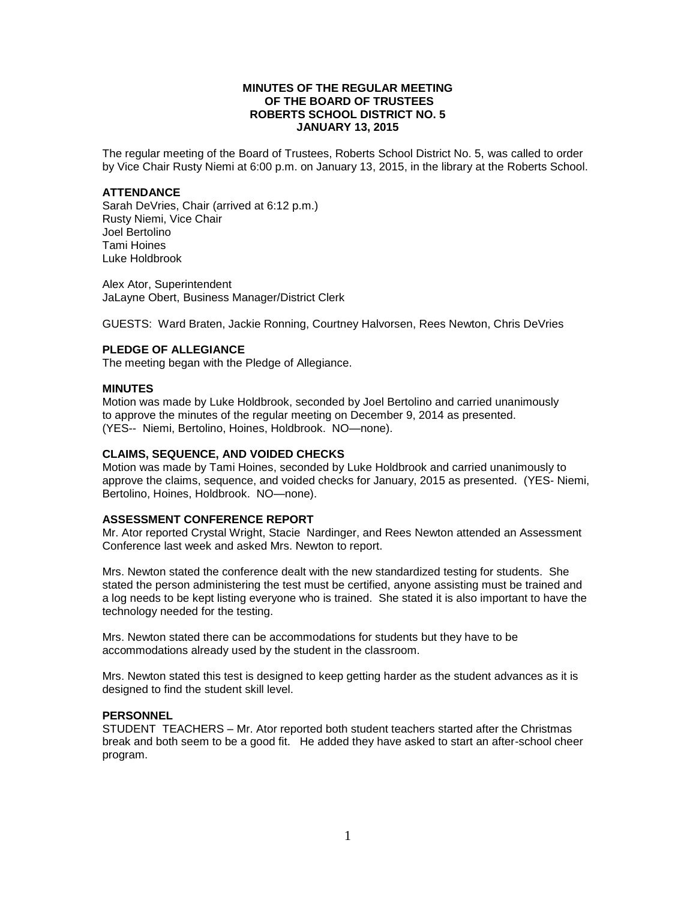**MINUTES OF THE REGULAR MEETING**
**OF THE BOARD OF TRUSTEES**
**ROBERTS SCHOOL DISTRICT NO. 5**
**JANUARY 13, 2015**

The regular meeting of the Board of Trustees, Roberts School District No. 5, was called to order by Vice Chair Rusty Niemi at 6:00 p.m. on January 13, 2015, in the library at the Roberts School.

**ATTENDANCE**

Sarah DeVries, Chair (arrived at 6:12 p.m.)
Rusty Niemi, Vice Chair
Joel Bertolino
Tami Hoines
Luke Holdbrook

Alex Ator, Superintendent
JaLayne Obert, Business Manager/District Clerk

GUESTS: Ward Braten, Jackie Ronning, Courtney Halvorsen, Rees Newton, Chris DeVries

**PLEDGE OF ALLEGIANCE**

The meeting began with the Pledge of Allegiance.

**MINUTES**

Motion was made by Luke Holdbrook, seconded by Joel Bertolino and carried unanimously to approve the minutes of the regular meeting on December 9, 2014 as presented. (YES-- Niemi, Bertolino, Hoines, Holdbrook. NO—none).

**CLAIMS, SEQUENCE, AND VOIDED CHECKS**

Motion was made by Tami Hoines, seconded by Luke Holdbrook and carried unanimously to approve the claims, sequence, and voided checks for January, 2015 as presented. (YES- Niemi, Bertolino, Hoines, Holdbrook. NO—none).

**ASSESSMENT CONFERENCE REPORT**

Mr. Ator reported Crystal Wright, Stacie Nardinger, and Rees Newton attended an Assessment Conference last week and asked Mrs. Newton to report.

Mrs. Newton stated the conference dealt with the new standardized testing for students. She stated the person administering the test must be certified, anyone assisting must be trained and a log needs to be kept listing everyone who is trained. She stated it is also important to have the technology needed for the testing.

Mrs. Newton stated there can be accommodations for students but they have to be accommodations already used by the student in the classroom.

Mrs. Newton stated this test is designed to keep getting harder as the student advances as it is designed to find the student skill level.

**PERSONNEL**

STUDENT TEACHERS – Mr. Ator reported both student teachers started after the Christmas break and both seem to be a good fit. He added they have asked to start an after-school cheer program.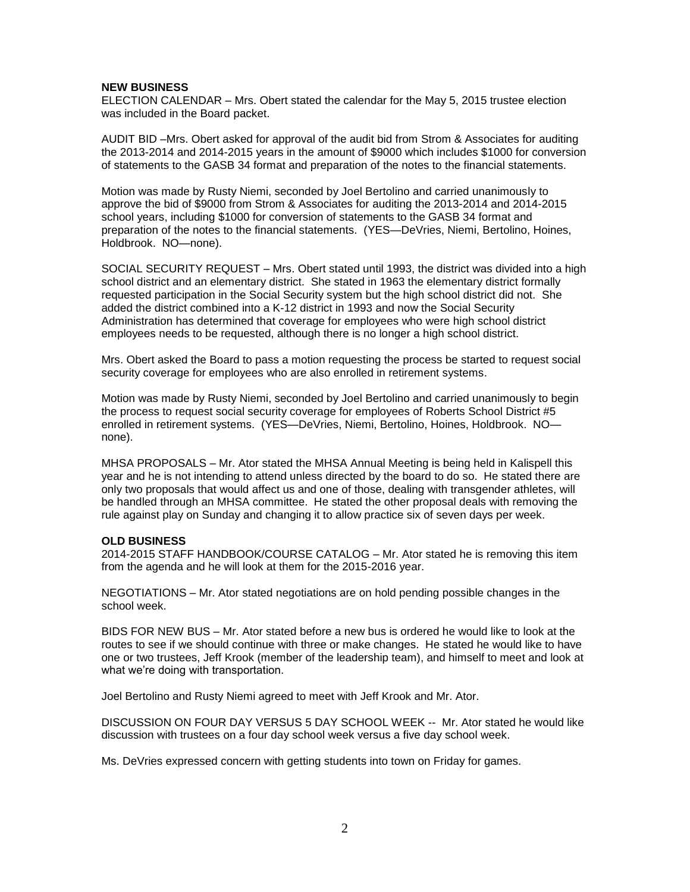**NEW BUSINESS**

ELECTION CALENDAR – Mrs. Obert stated the calendar for the May 5, 2015 trustee election was included in the Board packet.

AUDIT BID –Mrs. Obert asked for approval of the audit bid from Strom & Associates for auditing the 2013-2014 and 2014-2015 years in the amount of $9000 which includes $1000 for conversion of statements to the GASB 34 format and preparation of the notes to the financial statements.

Motion was made by Rusty Niemi, seconded by Joel Bertolino and carried unanimously to approve the bid of $9000 from Strom & Associates for auditing the 2013-2014 and 2014-2015 school years, including $1000 for conversion of statements to the GASB 34 format and preparation of the notes to the financial statements. (YES—DeVries, Niemi, Bertolino, Hoines, Holdbrook. NO—none).

SOCIAL SECURITY REQUEST – Mrs. Obert stated until 1993, the district was divided into a high school district and an elementary district. She stated in 1963 the elementary district formally requested participation in the Social Security system but the high school district did not. She added the district combined into a K-12 district in 1993 and now the Social Security Administration has determined that coverage for employees who were high school district employees needs to be requested, although there is no longer a high school district.

Mrs. Obert asked the Board to pass a motion requesting the process be started to request social security coverage for employees who are also enrolled in retirement systems.

Motion was made by Rusty Niemi, seconded by Joel Bertolino and carried unanimously to begin the process to request social security coverage for employees of Roberts School District #5 enrolled in retirement systems. (YES—DeVries, Niemi, Bertolino, Hoines, Holdbrook. NO—none).

MHSA PROPOSALS – Mr. Ator stated the MHSA Annual Meeting is being held in Kalispell this year and he is not intending to attend unless directed by the board to do so. He stated there are only two proposals that would affect us and one of those, dealing with transgender athletes, will be handled through an MHSA committee. He stated the other proposal deals with removing the rule against play on Sunday and changing it to allow practice six of seven days per week.

**OLD BUSINESS**

2014-2015 STAFF HANDBOOK/COURSE CATALOG – Mr. Ator stated he is removing this item from the agenda and he will look at them for the 2015-2016 year.

NEGOTIATIONS – Mr. Ator stated negotiations are on hold pending possible changes in the school week.

BIDS FOR NEW BUS – Mr. Ator stated before a new bus is ordered he would like to look at the routes to see if we should continue with three or make changes. He stated he would like to have one or two trustees, Jeff Krook (member of the leadership team), and himself to meet and look at what we're doing with transportation.

Joel Bertolino and Rusty Niemi agreed to meet with Jeff Krook and Mr. Ator.

DISCUSSION ON FOUR DAY VERSUS 5 DAY SCHOOL WEEK -- Mr. Ator stated he would like discussion with trustees on a four day school week versus a five day school week.

Ms. DeVries expressed concern with getting students into town on Friday for games.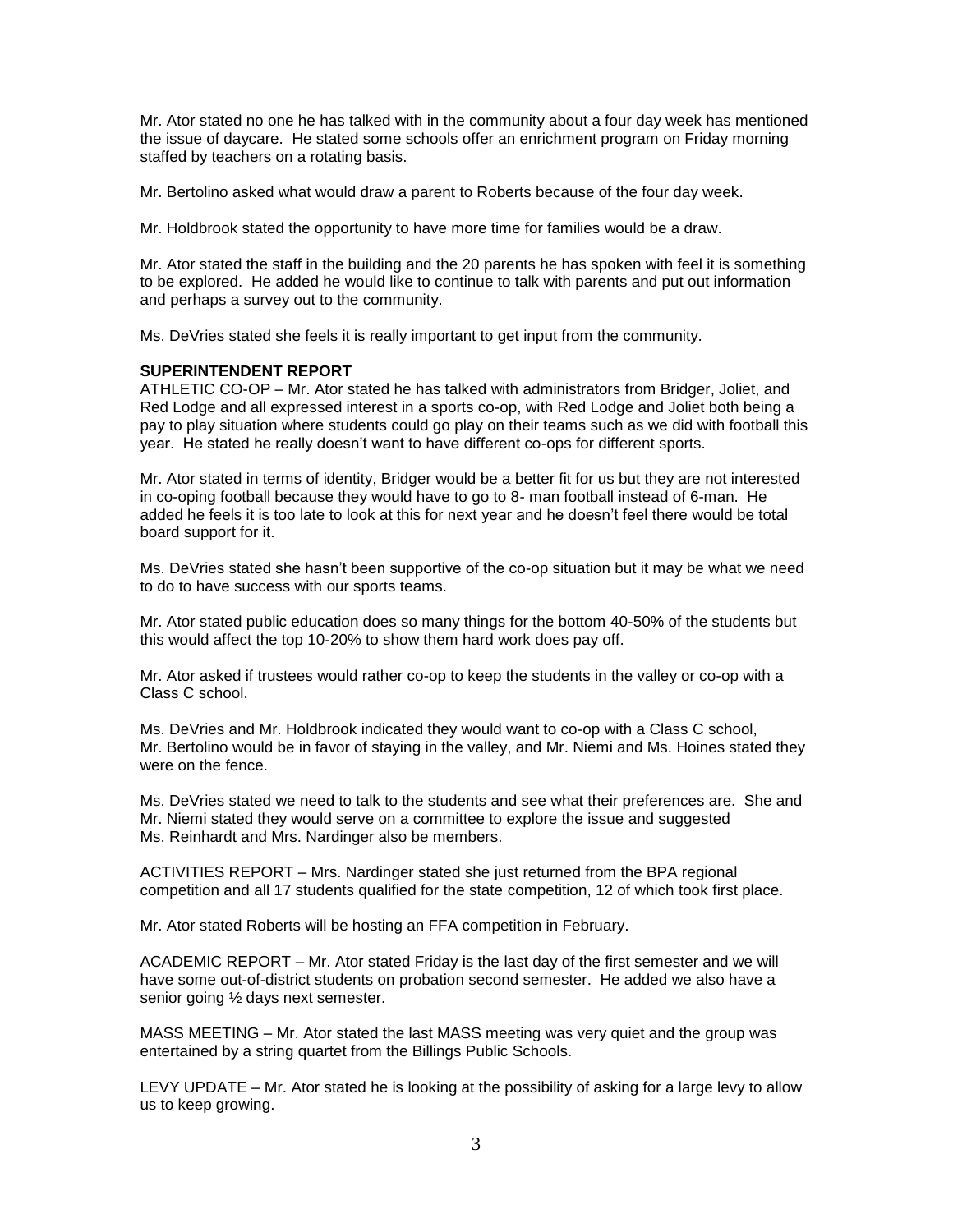Mr. Ator stated no one he has talked with in the community about a four day week has mentioned the issue of daycare. He stated some schools offer an enrichment program on Friday morning staffed by teachers on a rotating basis.

Mr. Bertolino asked what would draw a parent to Roberts because of the four day week.

Mr. Holdbrook stated the opportunity to have more time for families would be a draw.

Mr. Ator stated the staff in the building and the 20 parents he has spoken with feel it is something to be explored. He added he would like to continue to talk with parents and put out information and perhaps a survey out to the community.

Ms. DeVries stated she feels it is really important to get input from the community.

**SUPERINTENDENT REPORT**

ATHLETIC CO-OP – Mr. Ator stated he has talked with administrators from Bridger, Joliet, and Red Lodge and all expressed interest in a sports co-op, with Red Lodge and Joliet both being a pay to play situation where students could go play on their teams such as we did with football this year. He stated he really doesn't want to have different co-ops for different sports.

Mr. Ator stated in terms of identity, Bridger would be a better fit for us but they are not interested in co-oping football because they would have to go to 8- man football instead of 6-man. He added he feels it is too late to look at this for next year and he doesn't feel there would be total board support for it.

Ms. DeVries stated she hasn't been supportive of the co-op situation but it may be what we need to do to have success with our sports teams.

Mr. Ator stated public education does so many things for the bottom 40-50% of the students but this would affect the top 10-20% to show them hard work does pay off.

Mr. Ator asked if trustees would rather co-op to keep the students in the valley or co-op with a Class C school.

Ms. DeVries and Mr. Holdbrook indicated they would want to co-op with a Class C school, Mr. Bertolino would be in favor of staying in the valley, and Mr. Niemi and Ms. Hoines stated they were on the fence.

Ms. DeVries stated we need to talk to the students and see what their preferences are. She and Mr. Niemi stated they would serve on a committee to explore the issue and suggested Ms. Reinhardt and Mrs. Nardinger also be members.

ACTIVITIES REPORT – Mrs. Nardinger stated she just returned from the BPA regional competition and all 17 students qualified for the state competition, 12 of which took first place.

Mr. Ator stated Roberts will be hosting an FFA competition in February.

ACADEMIC REPORT – Mr. Ator stated Friday is the last day of the first semester and we will have some out-of-district students on probation second semester. He added we also have a senior going ½ days next semester.

MASS MEETING – Mr. Ator stated the last MASS meeting was very quiet and the group was entertained by a string quartet from the Billings Public Schools.

LEVY UPDATE – Mr. Ator stated he is looking at the possibility of asking for a large levy to allow us to keep growing.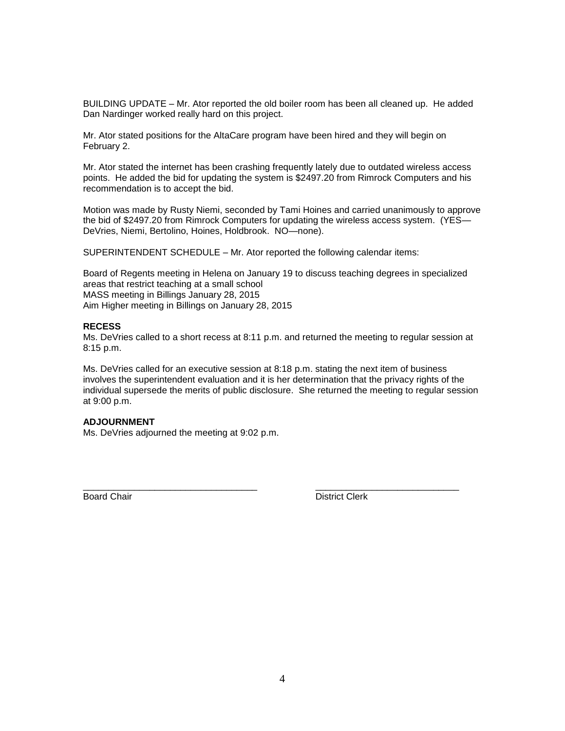BUILDING UPDATE – Mr. Ator reported the old boiler room has been all cleaned up. He added Dan Nardinger worked really hard on this project.

Mr. Ator stated positions for the AltaCare program have been hired and they will begin on February 2.

Mr. Ator stated the internet has been crashing frequently lately due to outdated wireless access points. He added the bid for updating the system is $2497.20 from Rimrock Computers and his recommendation is to accept the bid.

Motion was made by Rusty Niemi, seconded by Tami Hoines and carried unanimously to approve the bid of $2497.20 from Rimrock Computers for updating the wireless access system. (YES—DeVries, Niemi, Bertolino, Hoines, Holdbrook. NO—none).

SUPERINTENDENT SCHEDULE – Mr. Ator reported the following calendar items:

Board of Regents meeting in Helena on January 19 to discuss teaching degrees in specialized areas that restrict teaching at a small school
MASS meeting in Billings January 28, 2015
Aim Higher meeting in Billings on January 28, 2015

**RECESS**
Ms. DeVries called to a short recess at 8:11 p.m. and returned the meeting to regular session at 8:15 p.m.

Ms. DeVries called for an executive session at 8:18 p.m. stating the next item of business involves the superintendent evaluation and it is her determination that the privacy rights of the individual supersede the merits of public disclosure. She returned the meeting to regular session at 9:00 p.m.

**ADJOURNMENT**
Ms. DeVries adjourned the meeting at 9:02 p.m.

\_\_\_\_\_\_\_\_\_\_\_\_\_\_\_\_\_\_\_\_\_\_\_\_\_\_\_\_\_\_\_\_\_ \_\_\_\_\_\_\_\_\_\_\_\_\_\_\_\_\_\_\_\_\_\_\_\_\_\_\_\_\_\_\_\_\_
Board Chair District Clerk